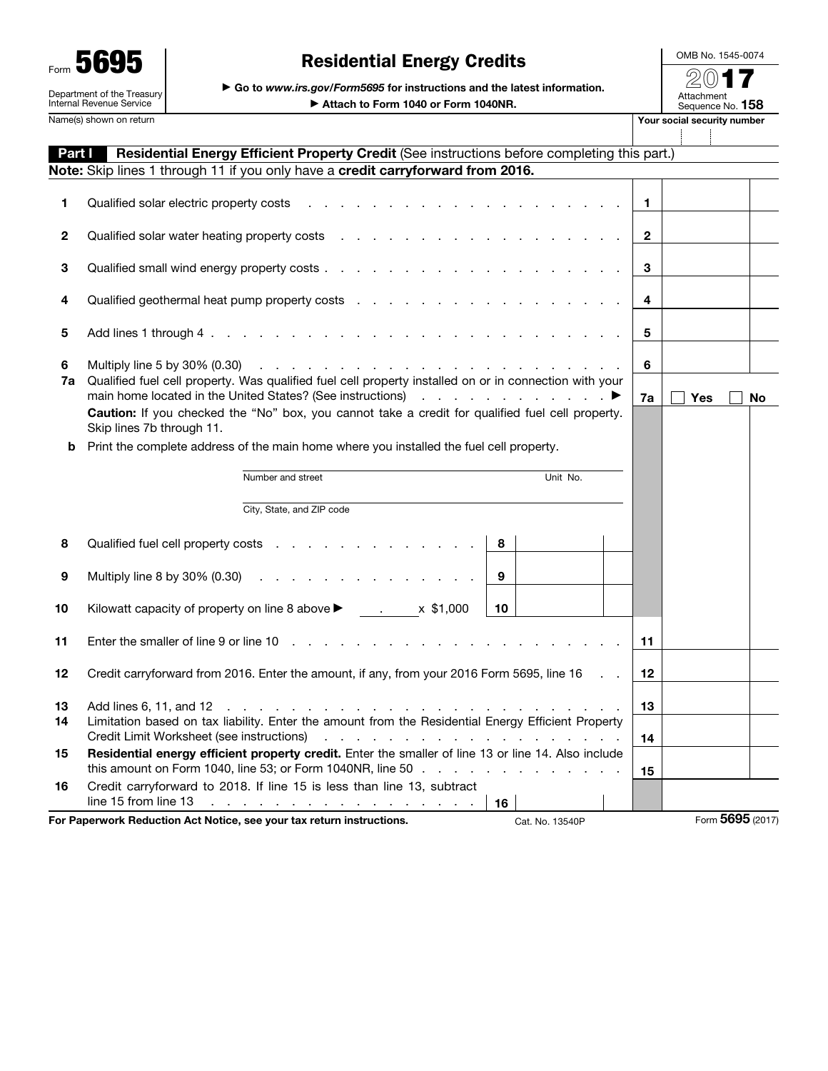Form **5695**

Department of the Treasury
Internal Revenue Service

# Residential Energy Credits

▶ Go to *www.irs.gov/Form5695* for instructions and the latest information.

▶ Attach to Form 1040 or Form 1040NR.

OMB No. 1545-0074

**2017**

Attachment Sequence No. **158**

Name(s) shown on return | **Your social security number**

## Part I Residential Energy Efficient Property Credit (See instructions before completing this part.)

**Note:** Skip lines 1 through 11 if you only have a **credit carryforward from 2016.**

| | | | |
|---|---|---|---|
| **1** | Qualified solar electric property costs | **1** | |
| **2** | Qualified solar water heating property costs | **2** | |
| **3** | Qualified small wind energy property costs | **3** | |
| **4** | Qualified geothermal heat pump property costs | **4** | |
| **5** | Add lines 1 through 4 | **5** | |
| **6** | Multiply line 5 by 30% (0.30) | **6** | |
| **7a** | Qualified fuel cell property. Was qualified fuel cell property installed on or in connection with your main home located in the United States? (See instructions) ▶ | **7a** | ☐ Yes ☐ No |

**Caution:** If you checked the "No" box, you cannot take a credit for qualified fuel cell property. Skip lines 7b through 11.

**b** Print the complete address of the main home where you installed the fuel cell property.

Number and street ________________ Unit No. ______

City, State, and ZIP code ________________

| | | | | | |
|---|---|---|---|---|---|
| **8** | Qualified fuel cell property costs | **8** | | | |
| **9** | Multiply line 8 by 30% (0.30) | **9** | | | |
| **10** | Kilowatt capacity of property on line 8 above ▶ ____ . ____ x $1,000 | **10** | | | |
| **11** | Enter the smaller of line 9 or line 10 | | | **11** | |
| **12** | Credit carryforward from 2016. Enter the amount, if any, from your 2016 Form 5695, line 16 | | | **12** | |
| **13** | Add lines 6, 11, and 12 | | | **13** | |
| **14** | Limitation based on tax liability. Enter the amount from the Residential Energy Efficient Property Credit Limit Worksheet (see instructions) | | | **14** | |
| **15** | **Residential energy efficient property credit.** Enter the smaller of line 13 or line 14. Also include this amount on Form 1040, line 53; or Form 1040NR, line 50 | | | **15** | |
| **16** | Credit carryforward to 2018. If line 15 is less than line 13, subtract line 15 from line 13 | **16** | | | |

**For Paperwork Reduction Act Notice, see your tax return instructions.** Cat. No. 13540P Form **5695** (2017)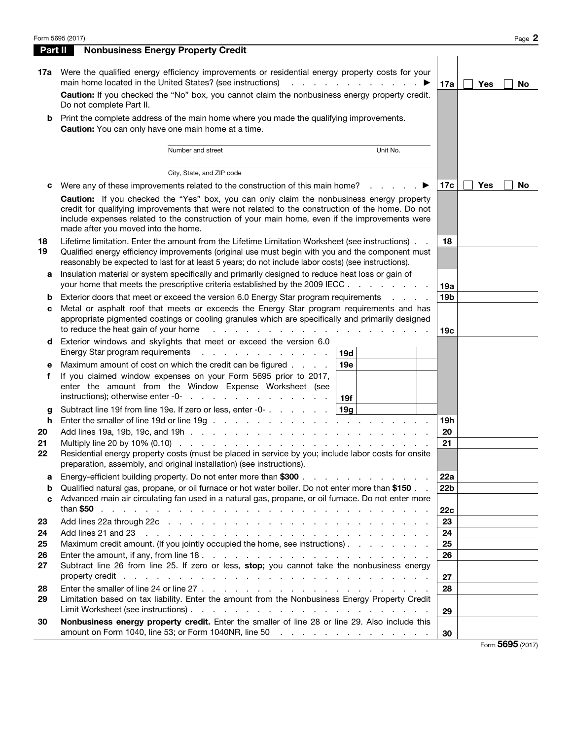## Part II Nonbusiness Energy Property Credit

**17a** Were the qualified energy efficiency improvements or residential energy property costs for your main home located in the United States? (see instructions) . . . . . . . . . . . . . ▶ **17a** ☐ Yes ☐ No

**Caution:** If you checked the "No" box, you cannot claim the nonbusiness energy property credit. Do not complete Part II.

**b** Print the complete address of the main home where you made the qualifying improvements.
**Caution:** You can only have one main home at a time.

Number and street ____________________ Unit No. ________

City, State, and ZIP code ____________________

**c** Were any of these improvements related to the construction of this main home? . . . . . . ▶ **17c** ☐ Yes ☐ No

**Caution:** If you checked the "Yes" box, you can only claim the nonbusiness energy property credit for qualifying improvements that were not related to the construction of the home. Do not include expenses related to the construction of your main home, even if the improvements were made after you moved into the home.

| Line | Description | Sub-line | Sub-amount | Line | Amount |
|---|---|---|---|---|---|
| 18 | Lifetime limitation. Enter the amount from the Lifetime Limitation Worksheet (see instructions) . . | | | 18 | |
| 19 | Qualified energy efficiency improvements (original use must begin with you and the component must reasonably be expected to last for at least 5 years; do not include labor costs) (see instructions). | | | | |
| a | Insulation material or system specifically and primarily designed to reduce heat loss or gain of your home that meets the prescriptive criteria established by the 2009 IECC . . . . . . . . | | | 19a | |
| b | Exterior doors that meet or exceed the version 6.0 Energy Star program requirements . . . . | | | 19b | |
| c | Metal or asphalt roof that meets or exceeds the Energy Star program requirements and has appropriate pigmented coatings or cooling granules which are specifically and primarily designed to reduce the heat gain of your home . . . . . . . . . . . . . . . . . . . . . | | | 19c | |
| d | Exterior windows and skylights that meet or exceed the version 6.0 Energy Star program requirements . . . . . . . . . . . . | 19d | | | |
| e | Maximum amount of cost on which the credit can be figured . . . . | 19e | | | |
| f | If you claimed window expenses on your Form 5695 prior to 2017, enter the amount from the Window Expense Worksheet (see instructions); otherwise enter -0- . . . . . . . . . . . . . . | 19f | | | |
| g | Subtract line 19f from line 19e. If zero or less, enter -0- . . . . . . | 19g | | | |
| h | Enter the smaller of line 19d or line 19g . . . . . . . . . . . . . . . . . . . . . . | | | 19h | |
| 20 | Add lines 19a, 19b, 19c, and 19h . . . . . . . . . . . . . . . . . . . . . . | | | 20 | |
| 21 | Multiply line 20 by 10% (0.10) . . . . . . . . . . . . . . . . . . . . . . | | | 21 | |
| 22 | Residential energy property costs (must be placed in service by you; include labor costs for onsite preparation, assembly, and original installation) (see instructions). | | | | |
| a | Energy-efficient building property. Do not enter more than **$300** . . . . . . . . . . . . | | | 22a | |
| b | Qualified natural gas, propane, or oil furnace or hot water boiler. Do not enter more than **$150** . . | | | 22b | |
| c | Advanced main air circulating fan used in a natural gas, propane, or oil furnace. Do not enter more than **$50** . . . . . . . . . . . . . . . . . . . . . . . . . . | | | 22c | |
| 23 | Add lines 22a through 22c . . . . . . . . . . . . . . . . . . . . . . . | | | 23 | |
| 24 | Add lines 21 and 23 . . . . . . . . . . . . . . . . . . . . . . . . | | | 24 | |
| 25 | Maximum credit amount. (If you jointly occupied the home, see instructions) . . . . . . . . | | | 25 | |
| 26 | Enter the amount, if any, from line 18 . . . . . . . . . . . . . . . . . . . . . | | | 26 | |
| 27 | Subtract line 26 from line 25. If zero or less, **stop;** you cannot take the nonbusiness energy property credit . . . . . . . . . . . . . . . . . . . . . . . . . . . | | | 27 | |
| 28 | Enter the smaller of line 24 or line 27 . . . . . . . . . . . . . . . . . . . . | | | 28 | |
| 29 | Limitation based on tax liability. Enter the amount from the Nonbusiness Energy Property Credit Limit Worksheet (see instructions) . . . . . . . . . . . . . . . . . . . . . | | | 29 | |
| 30 | **Nonbusiness energy property credit.** Enter the smaller of line 28 or line 29. Also include this amount on Form 1040, line 53; or Form 1040NR, line 50 . . . . . . . . . . . . . . | | | 30 | |

Form **5695** (2017)